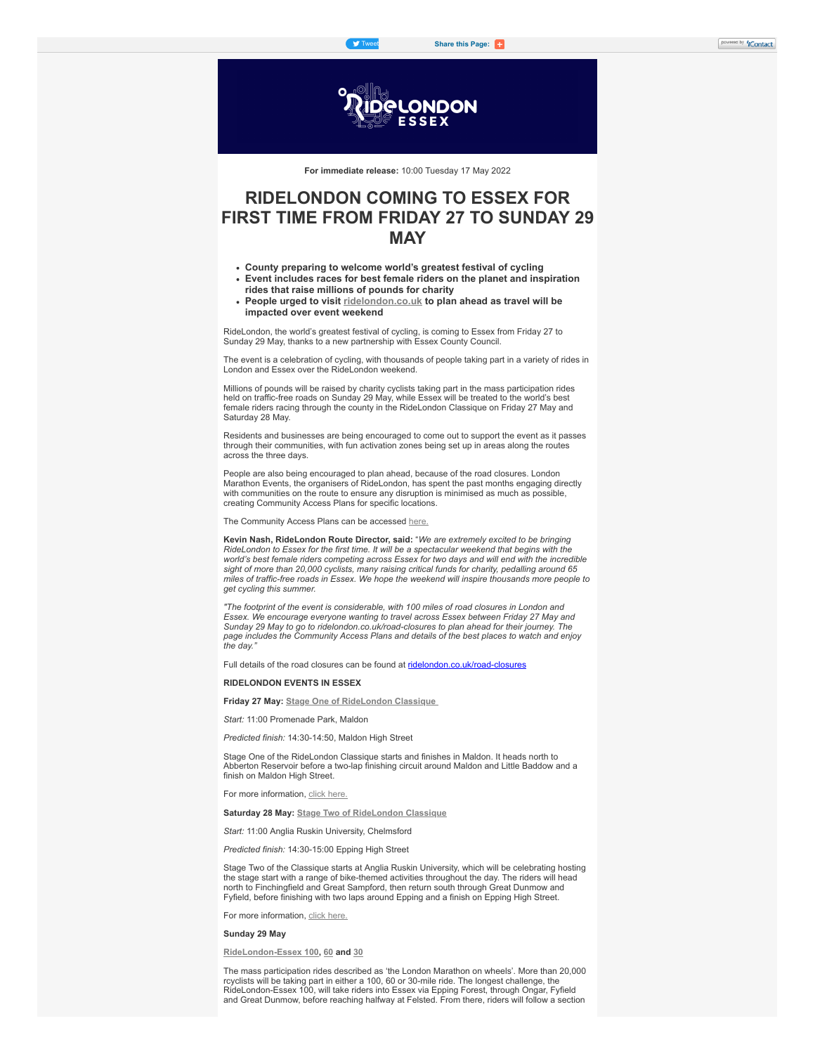For immediate release: 10:00 Tuesday 17 May 2022

# RIDELONDON COMING TO ESSEX FOR FIRST TIME FROM FRIDAY 27 TO SUNDAY 29 MAY

- **County preparing to welcome world's greatest festival of cycling**
- **Event includes races for best female riders on the planet and inspiration rides that raise millions of pounds for charity**
- **People urged to visit ridelondon.co.uk to plan ahead as travel will be impacted over event weekend**

RideLondon, the world's greatest festival of cycling, is coming to Essex from Friday 27 to Sunday 29 May, thanks to a new partnership with Essex County Council.

The event is a celebration of cycling, with thousands of people taking part in a variety of rides in London and Essex over the RideLondon weekend.

Millions of pounds will be raised by charity cyclists taking part in the mass participation rides held on traffic-free roads on Sunday 29 May, while Essex will be treated to the world's best female riders racing through the county in the RideLondon Classique on Friday 27 May and Saturday 28 May.

Residents and businesses are being encouraged to come out to support the event as it passes through their communities, with fun activation zones being set up in areas along the routes across the three days.

People are also being encouraged to plan ahead, because of the road closures. London Marathon Events, the organisers of RideLondon, has spent the past months engaging directly with communities on the route to ensure any disruption is minimised as much as possible, creating Community Access Plans for specific locations.

The Community Access Plans can be accessed here.

**Kevin Nash, RideLondon Route Director, said:** "*We are extremely excited to be bringing RideLondon to Essex for the first time. It will be a spectacular weekend that begins with the world's best female riders competing across Essex for two days and will end with the incredible sight of more than 20,000 cyclists, many raising critical funds for charity, pedalling around 65 miles of traffic-free roads in Essex. We hope the weekend will inspire thousands more people to get cycling this summer.*

*"The footprint of the event is considerable, with 100 miles of road closures in London and Essex. We encourage everyone wanting to travel across Essex between Friday 27 May and Sunday 29 May to go to ridelondon.co.uk/road-closures to plan ahead for their journey. The page includes the Community Access Plans and details of the best places to watch and enjoy the day."*

Full details of the road closures can be found at ridelondon.co.uk/road-closures

**RIDELONDON EVENTS IN ESSEX**

**Friday 27 May: Stage One of RideLondon Classique**

*Start:* 11:00 Promenade Park, Maldon

*Predicted finish:* 14:30-14:50, Maldon High Street

Stage One of the RideLondon Classique starts and finishes in Maldon. It heads north to Abberton Reservoir before a two-lap finishing circuit around Maldon and Little Baddow and a finish on Maldon High Street.

For more information, click here.

**Saturday 28 May: Stage Two of RideLondon Classique**

*Start:* 11:00 Anglia Ruskin University, Chelmsford

*Predicted finish:* 14:30-15:00 Epping High Street

Stage Two of the Classique starts at Anglia Ruskin University, which will be celebrating hosting the stage start with a range of bike-themed activities throughout the day. The riders will head north to Finchingfield and Great Sampford, then return south through Great Dunmow and Fyfield, before finishing with two laps around Epping and a finish on Epping High Street.

For more information, click here.

**Sunday 29 May**

**RideLondon-Essex 100, 60 and 30**

The mass participation rides described as 'the London Marathon on wheels'. More than 20,000 rcyclists will be taking part in either a 100, 60 or 30-mile ride. The longest challenge, the RideLondon-Essex 100, will take riders into Essex via Epping Forest, through Ongar, Fyfield and Great Dunmow, before reaching halfway at Felsted. From there, riders will follow a section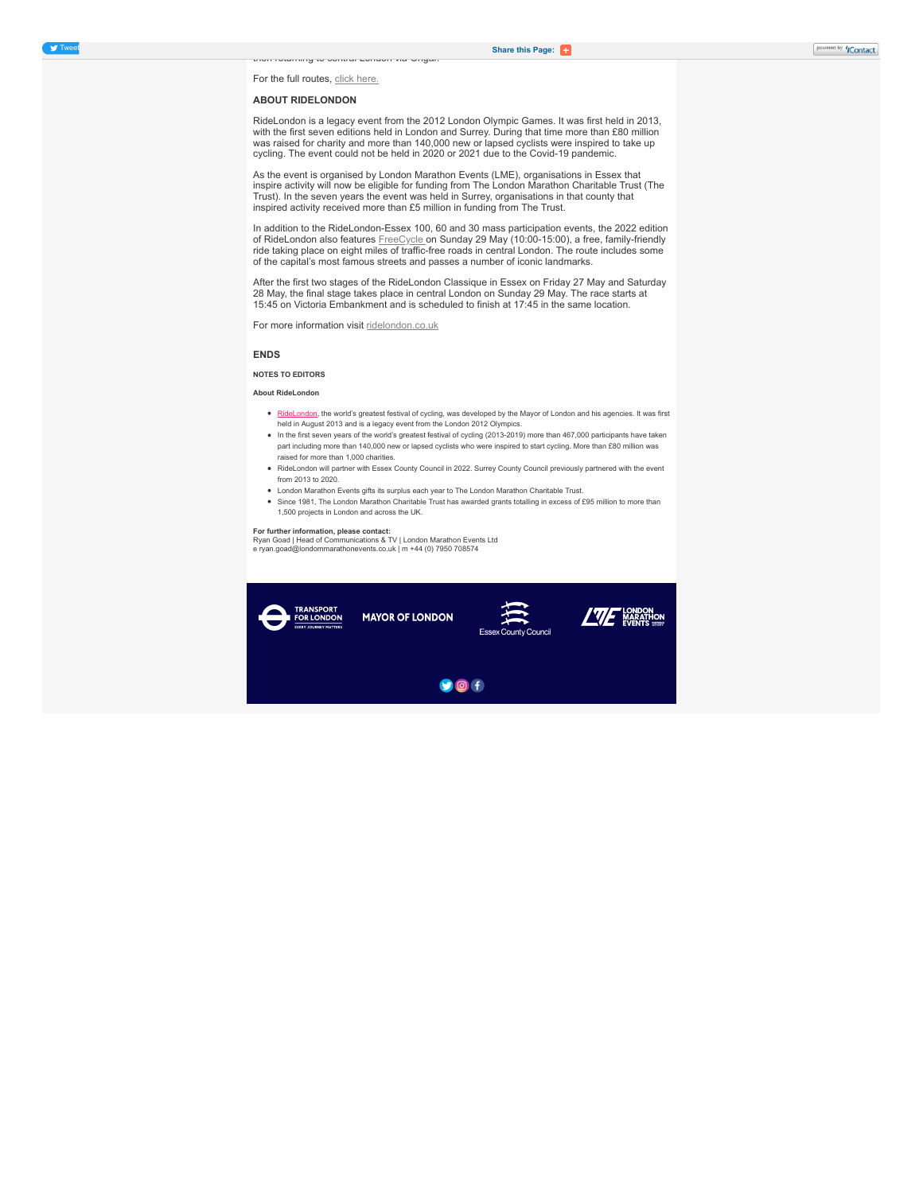then returning to central London via Ongar.

For the full routes, click here.

**ABOUT RIDELONDON**

RideLondon is a legacy event from the 2012 London Olympic Games. It was first held in 2013, with the first seven editions held in London and Surrey. During that time more than £80 million was raised for charity and more than 140,000 new or lapsed cyclists were inspired to take up cycling. The event could not be held in 2020 or 2021 due to the Covid-19 pandemic.

As the event is organised by London Marathon Events (LME), organisations in Essex that inspire activity will now be eligible for funding from The London Marathon Charitable Trust (The Trust). In the seven years the event was held in Surrey, organisations in that county that inspired activity received more than £5 million in funding from The Trust.

In addition to the RideLondon-Essex 100, 60 and 30 mass participation events, the 2022 edition of RideLondon also features FreeCycle on Sunday 29 May (10:00-15:00), a free, family-friendly ride taking place on eight miles of traffic-free roads in central London. The route includes some of the capital's most famous streets and passes a number of iconic landmarks.

After the first two stages of the RideLondon Classique in Essex on Friday 27 May and Saturday 28 May, the final stage takes place in central London on Sunday 29 May. The race starts at 15:45 on Victoria Embankment and is scheduled to finish at 17:45 in the same location.

For more information visit ridelondon.co.uk

**ENDS**

**NOTES TO EDITORS**

**About RideLondon**

- RideLondon, the world's greatest festival of cycling, was developed by the Mayor of London and his agencies. It was first held in August 2013 and is a legacy event from the London 2012 Olympics.
- In the first seven years of the world's greatest festival of cycling (2013-2019) more than 467,000 participants have taken part including more than 140,000 new or lapsed cyclists who were inspired to start cycling. More than £80 million was raised for more than 1,000 charities.
- RideLondon will partner with Essex County Council in 2022. Surrey County Council previously partnered with the event from 2013 to 2020.
- London Marathon Events gifts its surplus each year to The London Marathon Charitable Trust.
- Since 1981, The London Marathon Charitable Trust has awarded grants totalling in excess of £95 million to more than 1,500 projects in London and across the UK.

**For further information, please contact:**
Ryan Goad | Head of Communications & TV | London Marathon Events Ltd
e ryan.goad@londonmarathonevents.co.uk | m +44 (0) 7950 708574

TRANSPORT FOR LONDON EVERY JOURNEY MATTERS

MAYOR OF LONDON

Essex County Council

LONDON MARATHON EVENTS